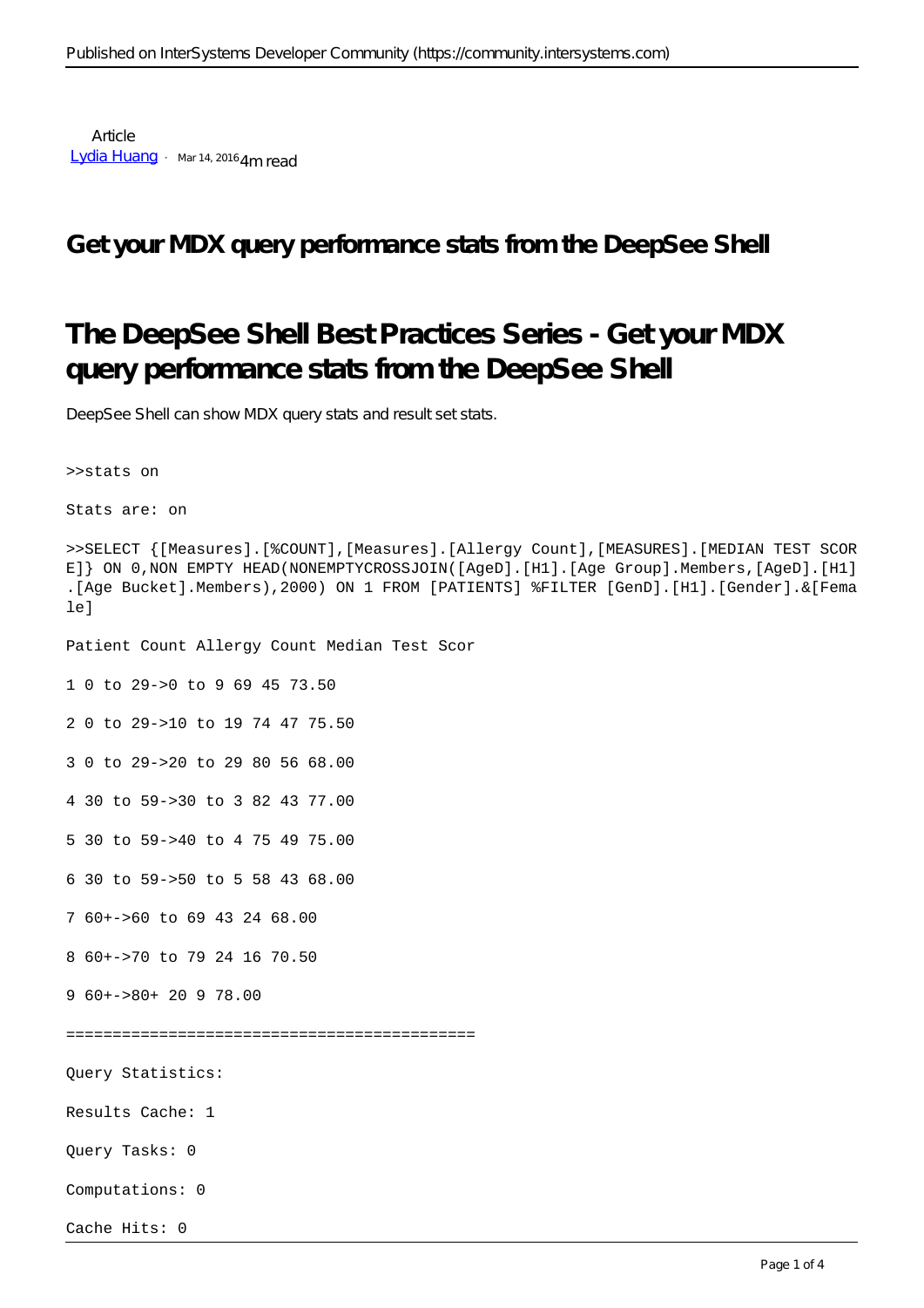Article
[Lydia Huang](#) · Mar 14, 2016 4m read

# Get your MDX query performance stats from the DeepSee Shell

# The DeepSee Shell Best Practices Series - Get your MDX query performance stats from the DeepSee Shell

DeepSee Shell can show MDX query stats and result set stats.

```
>>stats on

Stats are: on

>>SELECT {[Measures].[%COUNT],[Measures].[Allergy Count],[MEASURES].[MEDIAN TEST SCOR
E]} ON 0,NON EMPTY HEAD(NONEMPTYCROSSJOIN([AgeD].[H1].[Age Group].Members,[AgeD].[H1]
.[Age Bucket].Members),2000) ON 1 FROM [PATIENTS] %FILTER [GenD].[H1].[Gender].&[Fema
le]

Patient Count Allergy Count Median Test Scor

1 0 to 29->0 to 9 69 45 73.50

2 0 to 29->10 to 19 74 47 75.50

3 0 to 29->20 to 29 80 56 68.00

4 30 to 59->30 to 3 82 43 77.00

5 30 to 59->40 to 4 75 49 75.00

6 30 to 59->50 to 5 58 43 68.00

7 60+->60 to 69 43 24 68.00

8 60+->70 to 79 24 16 70.50

9 60+->80+ 20 9 78.00

============================================

Query Statistics:

Results Cache: 1

Query Tasks: 0

Computations: 0

Cache Hits: 0
```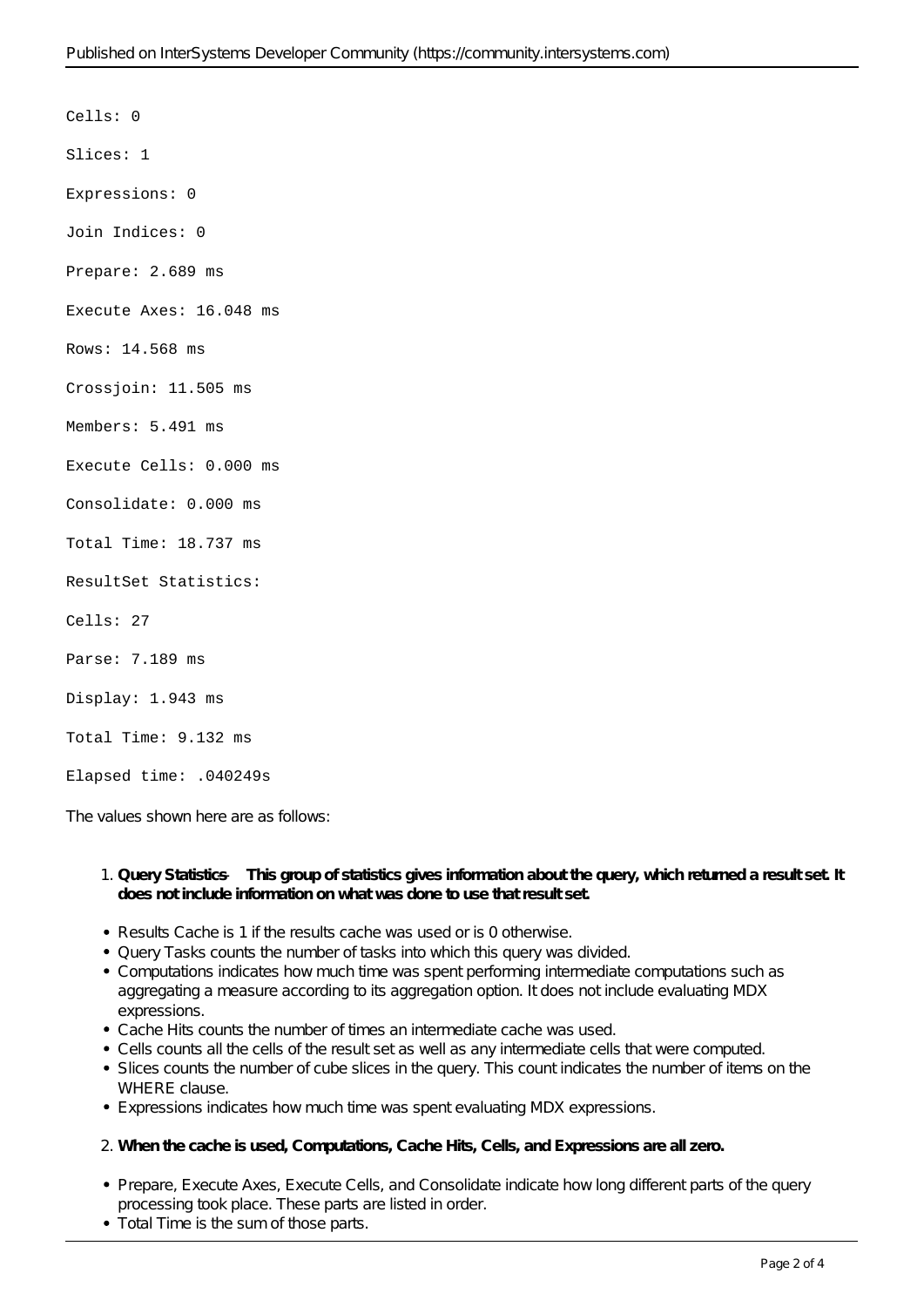```
Cells: 0

Slices: 1

Expressions: 0

Join Indices: 0

Prepare: 2.689 ms

Execute Axes: 16.048 ms

Rows: 14.568 ms

Crossjoin: 11.505 ms

Members: 5.491 ms

Execute Cells: 0.000 ms

Consolidate: 0.000 ms

Total Time: 18.737 ms

ResultSet Statistics:

Cells: 27

Parse: 7.189 ms

Display: 1.943 ms

Total Time: 9.132 ms

Elapsed time: .040249s
```

The values shown here are as follows:

1. **Query Statistics — This group of statistics gives information about the query, which returned a result set. It does not include information on what was done to use that result set.**

- Results Cache is 1 if the results cache was used or is 0 otherwise.
- Query Tasks counts the number of tasks into which this query was divided.
- Computations indicates how much time was spent performing intermediate computations such as aggregating a measure according to its aggregation option. It does not include evaluating MDX expressions.
- Cache Hits counts the number of times an intermediate cache was used.
- Cells counts all the cells of the result set as well as any intermediate cells that were computed.
- Slices counts the number of cube slices in the query. This count indicates the number of items on the WHERE clause.
- Expressions indicates how much time was spent evaluating MDX expressions.

2. **When the cache is used, Computations, Cache Hits, Cells, and Expressions are all zero.**

- Prepare, Execute Axes, Execute Cells, and Consolidate indicate how long different parts of the query processing took place. These parts are listed in order.
- Total Time is the sum of those parts.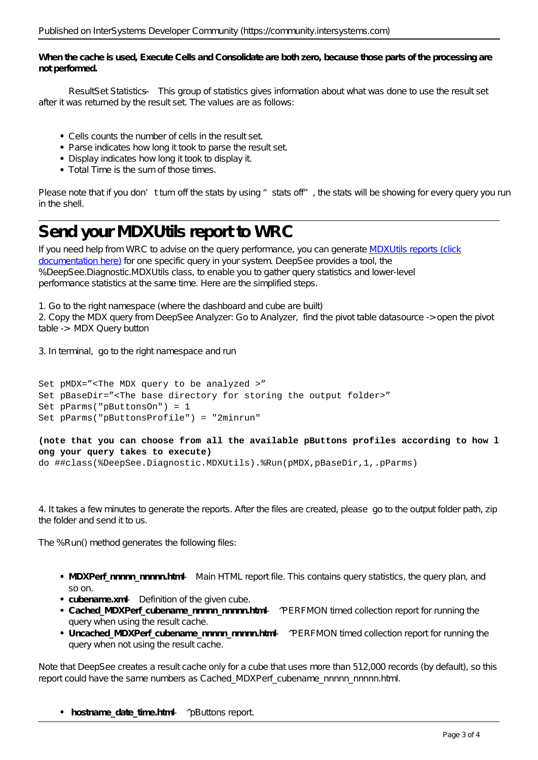**When the cache is used, Execute Cells and Consolidate are both zero, because those parts of the processing are not performed.**

ResultSet Statistics – This group of statistics gives information about what was done to use the result set after it was returned by the result set. The values are as follows:

- Cells counts the number of cells in the result set.
- Parse indicates how long it took to parse the result set.
- Display indicates how long it took to display it.
- Total Time is the sum of those times.

Please note that if you don't turn off the stats by using "stats off", the stats will be showing for every query you run in the shell.

# Send your MDXUtils report to WRC

If you need help from WRC to advise on the query performance, you can generate MDXUtils reports (click documentation here) for one specific query in your system. DeepSee provides a tool, the %DeepSee.Diagnostic.MDXUtils class, to enable you to gather query statistics and lower-level performance statistics at the same time. Here are the simplified steps.

1. Go to the right namespace (where the dashboard and cube are built)
2. Copy the MDX query from DeepSee Analyzer: Go to Analyzer, find the pivot table datasource -> open the pivot table -> MDX Query button

3. In terminal, go to the right namespace and run

```
Set pMDX="<The MDX query to be analyzed >"
Set pBaseDir="<The base directory for storing the output folder>"
Set pParms("pButtonsOn") = 1
Set pParms("pButtonsProfile") = "2minrun"
```

**(note that you can choose from all the available pButtons profiles according to how long your query takes to execute)**

```
do ##class(%DeepSee.Diagnostic.MDXUtils).%Run(pMDX,pBaseDir,1,.pParms)
```

4. It takes a few minutes to generate the reports. After the files are created, please go to the output folder path, zip the folder and send it to us.

The %Run() method generates the following files:

- **MDXPerf_nnnnn_nnnnn.html** – Main HTML report file. This contains query statistics, the query plan, and so on.
- **cubename.xml** – Definition of the given cube.
- **Cached_MDXPerf_cubename_nnnnn_nnnnn.html** – ^PERFMON timed collection report for running the query when using the result cache.
- **Uncached_MDXPerf_cubename_nnnnn_nnnnn.html** – ^PERFMON timed collection report for running the query when not using the result cache.

Note that DeepSee creates a result cache only for a cube that uses more than 512,000 records (by default), so this report could have the same numbers as Cached_MDXPerf_cubename_nnnnn_nnnnn.html.

- **hostname_date_time.html** – ^pButtons report.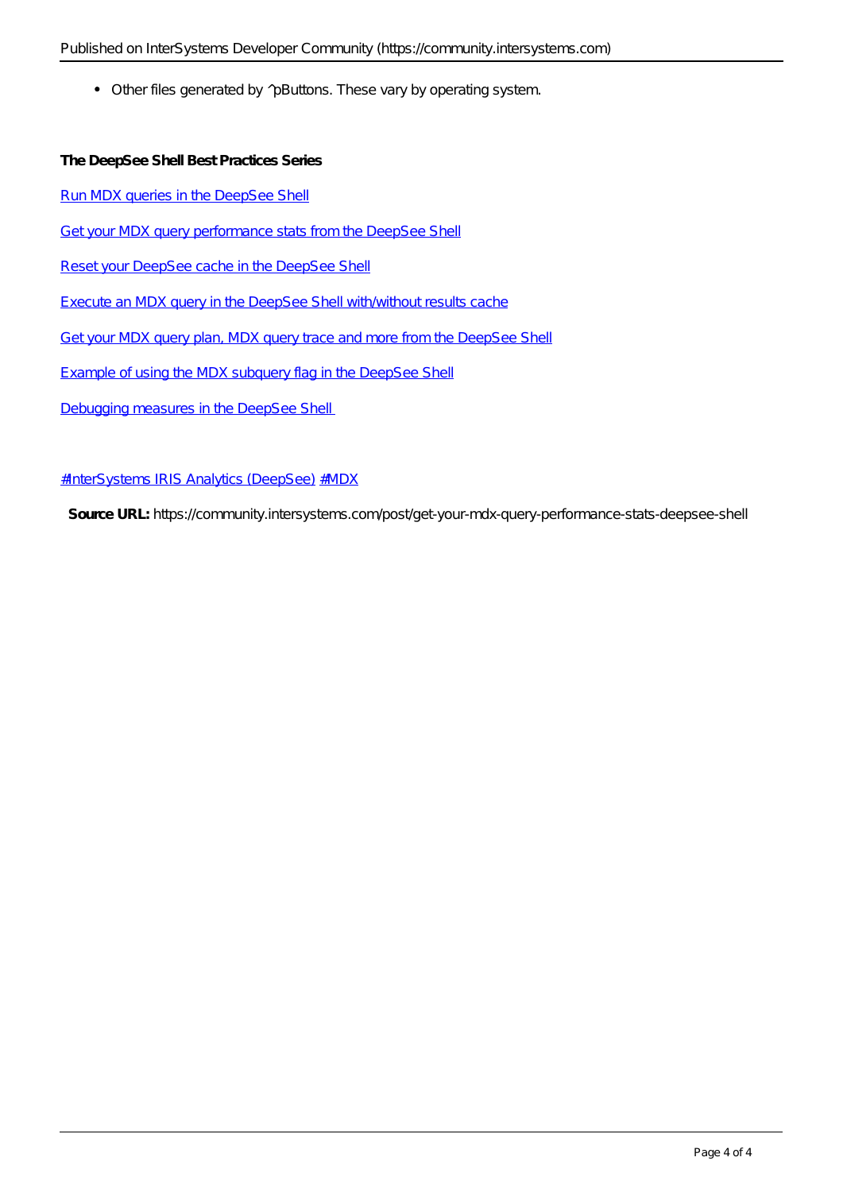- Other files generated by ^pButtons. These vary by operating system.

**The DeepSee Shell Best Practices Series**

Run MDX queries in the DeepSee Shell

Get your MDX query performance stats from the DeepSee Shell

Reset your DeepSee cache in the DeepSee Shell

Execute an MDX query in the DeepSee Shell with/without results cache

Get your MDX query plan, MDX query trace and more from the DeepSee Shell

Example of using the MDX subquery flag in the DeepSee Shell

Debugging measures in the DeepSee Shell

#InterSystems IRIS Analytics (DeepSee) #MDX

**Source URL:** https://community.intersystems.com/post/get-your-mdx-query-performance-stats-deepsee-shell